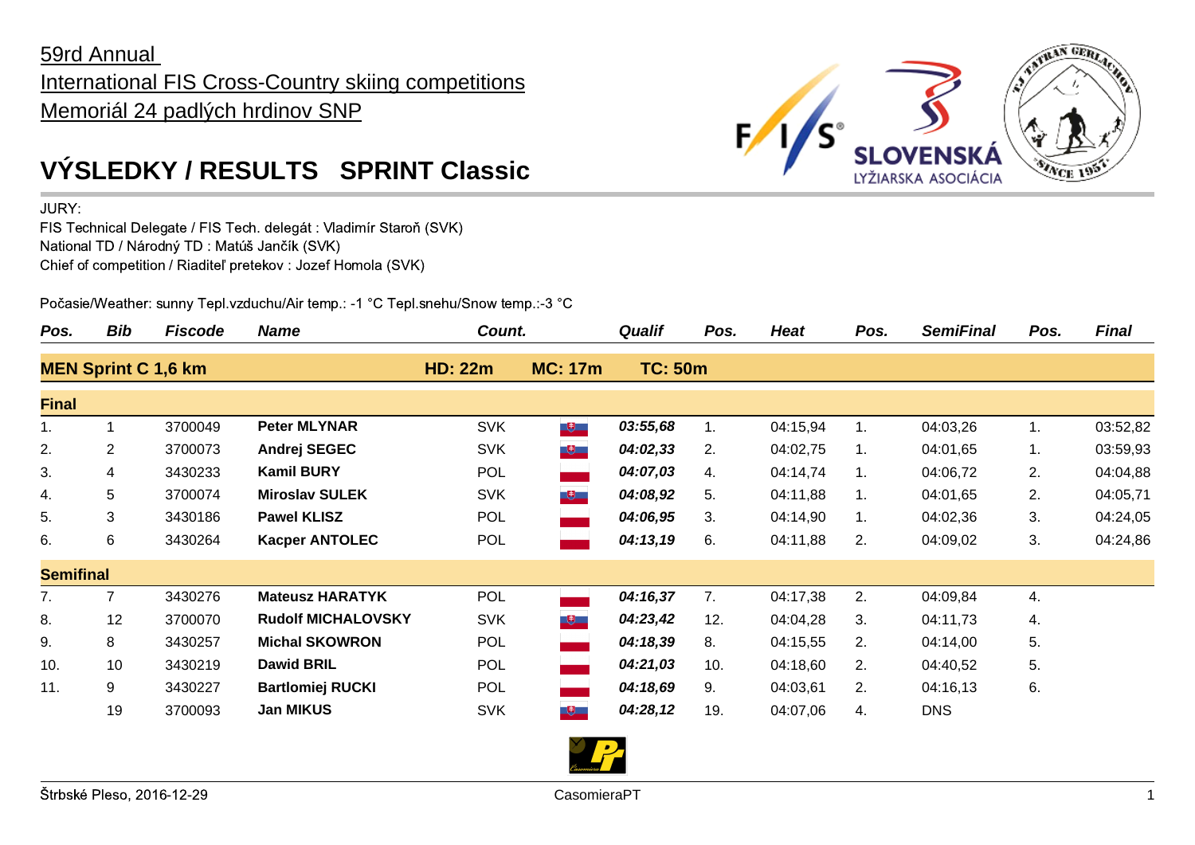59rd Annual
International FIS Cross-Country skiing competitions
Memoriál 24 padlých hrdinov SNP

# VÝSLEDKY / RESULTS SPRINT Classic

JURY:
FIS Technical Delegate / FIS Tech. delegát : Vladimír Staroň (SVK)
National TD / Národný TD : Matúš Jančík (SVK)
Chief of competition / Riaditeľ pretekov : Jozef Homola (SVK)

Počasie/Weather: sunny Tepl.vzduchu/Air temp.: -1 °C Tepl.snehu/Snow temp.:-3 °C

| Pos. | Bib | Fiscode | Name | Count. | Qualif | Pos. | Heat | Pos. | SemiFinal | Pos. | Final |
|---|---|---|---|---|---|---|---|---|---|---|---|
| **MEN Sprint C 1,6 km** | | | | HD: 22m MC: 17m | TC: 50m | | | | | | |
| **Final** | | | | | | | | | | | |
| 1. | 1 | 3700049 | **Peter MLYNAR** | SVK | ***03:55,68*** | 1. | 04:15,94 | 1. | 04:03,26 | 1. | 03:52,82 |
| 2. | 2 | 3700073 | **Andrej SEGEC** | SVK | ***04:02,33*** | 2. | 04:02,75 | 1. | 04:01,65 | 1. | 03:59,93 |
| 3. | 4 | 3430233 | **Kamil BURY** | POL | ***04:07,03*** | 4. | 04:14,74 | 1. | 04:06,72 | 2. | 04:04,88 |
| 4. | 5 | 3700074 | **Miroslav SULEK** | SVK | ***04:08,92*** | 5. | 04:11,88 | 1. | 04:01,65 | 2. | 04:05,71 |
| 5. | 3 | 3430186 | **Pawel KLISZ** | POL | ***04:06,95*** | 3. | 04:14,90 | 1. | 04:02,36 | 3. | 04:24,05 |
| 6. | 6 | 3430264 | **Kacper ANTOLEC** | POL | ***04:13,19*** | 6. | 04:11,88 | 2. | 04:09,02 | 3. | 04:24,86 |
| **Semifinal** | | | | | | | | | | | |
| 7. | 7 | 3430276 | **Mateusz HARATYK** | POL | ***04:16,37*** | 7. | 04:17,38 | 2. | 04:09,84 | 4. | |
| 8. | 12 | 3700070 | **Rudolf MICHALOVSKY** | SVK | ***04:23,42*** | 12. | 04:04,28 | 3. | 04:11,73 | 4. | |
| 9. | 8 | 3430257 | **Michal SKOWRON** | POL | ***04:18,39*** | 8. | 04:15,55 | 2. | 04:14,00 | 5. | |
| 10. | 10 | 3430219 | **Dawid BRIL** | POL | ***04:21,03*** | 10. | 04:18,60 | 2. | 04:40,52 | 5. | |
| 11. | 9 | 3430227 | **Bartlomiej RUCKI** | POL | ***04:18,69*** | 9. | 04:03,61 | 2. | 04:16,13 | 6. | |
| | 19 | 3700093 | **Jan MIKUS** | SVK | ***04:28,12*** | 19. | 04:07,06 | 4. | DNS | | |

Štrbské Pleso, 2016-12-29 CasomieraPT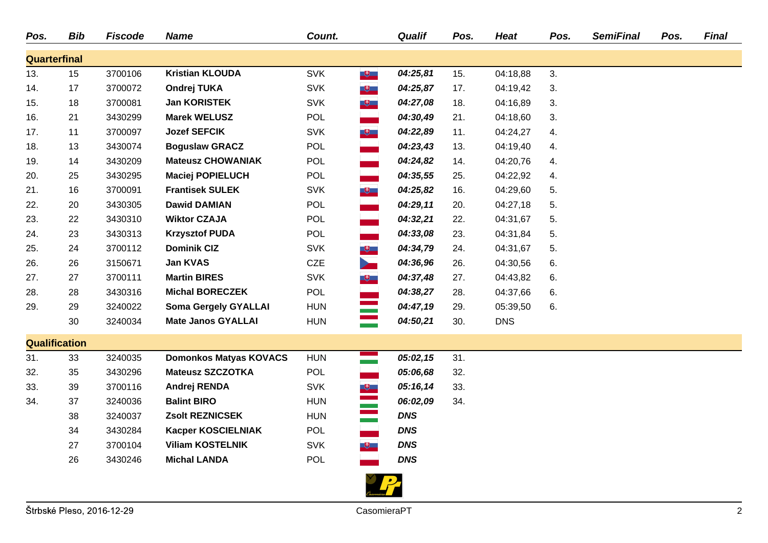| Pos. | Bib | Fiscode | Name | Count. | Qualif | Pos. | Heat | Pos. | SemiFinal | Pos. | Final |
|---|---|---|---|---|---|---|---|---|---|---|---|
| **Quarterfinal** | | | | | | | | | | | |
| 13. | 15 | 3700106 | **Kristian KLOUDA** | SVK | ***04:25,81*** | 15. | 04:18,88 | 3. | | | |
| 14. | 17 | 3700072 | **Ondrej TUKA** | SVK | ***04:25,87*** | 17. | 04:19,42 | 3. | | | |
| 15. | 18 | 3700081 | **Jan KORISTEK** | SVK | ***04:27,08*** | 18. | 04:16,89 | 3. | | | |
| 16. | 21 | 3430299 | **Marek WELUSZ** | POL | ***04:30,49*** | 21. | 04:18,60 | 3. | | | |
| 17. | 11 | 3700097 | **Jozef SEFCIK** | SVK | ***04:22,89*** | 11. | 04:24,27 | 4. | | | |
| 18. | 13 | 3430074 | **Boguslaw GRACZ** | POL | ***04:23,43*** | 13. | 04:19,40 | 4. | | | |
| 19. | 14 | 3430209 | **Mateusz CHOWANIAK** | POL | ***04:24,82*** | 14. | 04:20,76 | 4. | | | |
| 20. | 25 | 3430295 | **Maciej POPIELUCH** | POL | ***04:35,55*** | 25. | 04:22,92 | 4. | | | |
| 21. | 16 | 3700091 | **Frantisek SULEK** | SVK | ***04:25,82*** | 16. | 04:29,60 | 5. | | | |
| 22. | 20 | 3430305 | **Dawid DAMIAN** | POL | ***04:29,11*** | 20. | 04:27,18 | 5. | | | |
| 23. | 22 | 3430310 | **Wiktor CZAJA** | POL | ***04:32,21*** | 22. | 04:31,67 | 5. | | | |
| 24. | 23 | 3430313 | **Krzysztof PUDA** | POL | ***04:33,08*** | 23. | 04:31,84 | 5. | | | |
| 25. | 24 | 3700112 | **Dominik CIZ** | SVK | ***04:34,79*** | 24. | 04:31,67 | 5. | | | |
| 26. | 26 | 3150671 | **Jan KVAS** | CZE | ***04:36,96*** | 26. | 04:30,56 | 6. | | | |
| 27. | 27 | 3700111 | **Martin BIRES** | SVK | ***04:37,48*** | 27. | 04:43,82 | 6. | | | |
| 28. | 28 | 3430316 | **Michal BORECZEK** | POL | ***04:38,27*** | 28. | 04:37,66 | 6. | | | |
| 29. | 29 | 3240022 | **Soma Gergely GYALLAI** | HUN | ***04:47,19*** | 29. | 05:39,50 | 6. | | | |
| | 30 | 3240034 | **Mate Janos GYALLAI** | HUN | ***04:50,21*** | 30. | DNS | | | | |
| **Qualification** | | | | | | | | | | | |
| 31. | 33 | 3240035 | **Domonkos Matyas KOVACS** | HUN | ***05:02,15*** | 31. | | | | | |
| 32. | 35 | 3430296 | **Mateusz SZCZOTKA** | POL | ***05:06,68*** | 32. | | | | | |
| 33. | 39 | 3700116 | **Andrej RENDA** | SVK | ***05:16,14*** | 33. | | | | | |
| 34. | 37 | 3240036 | **Balint BIRO** | HUN | ***06:02,09*** | 34. | | | | | |
| | 38 | 3240037 | **Zsolt REZNICSEK** | HUN | ***DNS*** | | | | | | |
| | 34 | 3430284 | **Kacper KOSCIELNIAK** | POL | ***DNS*** | | | | | | |
| | 27 | 3700104 | **Viliam KOSTELNIK** | SVK | ***DNS*** | | | | | | |
| | 26 | 3430246 | **Michal LANDA** | POL | ***DNS*** | | | | | | |

Štrbské Pleso, 2016-12-29 — CasomieraPT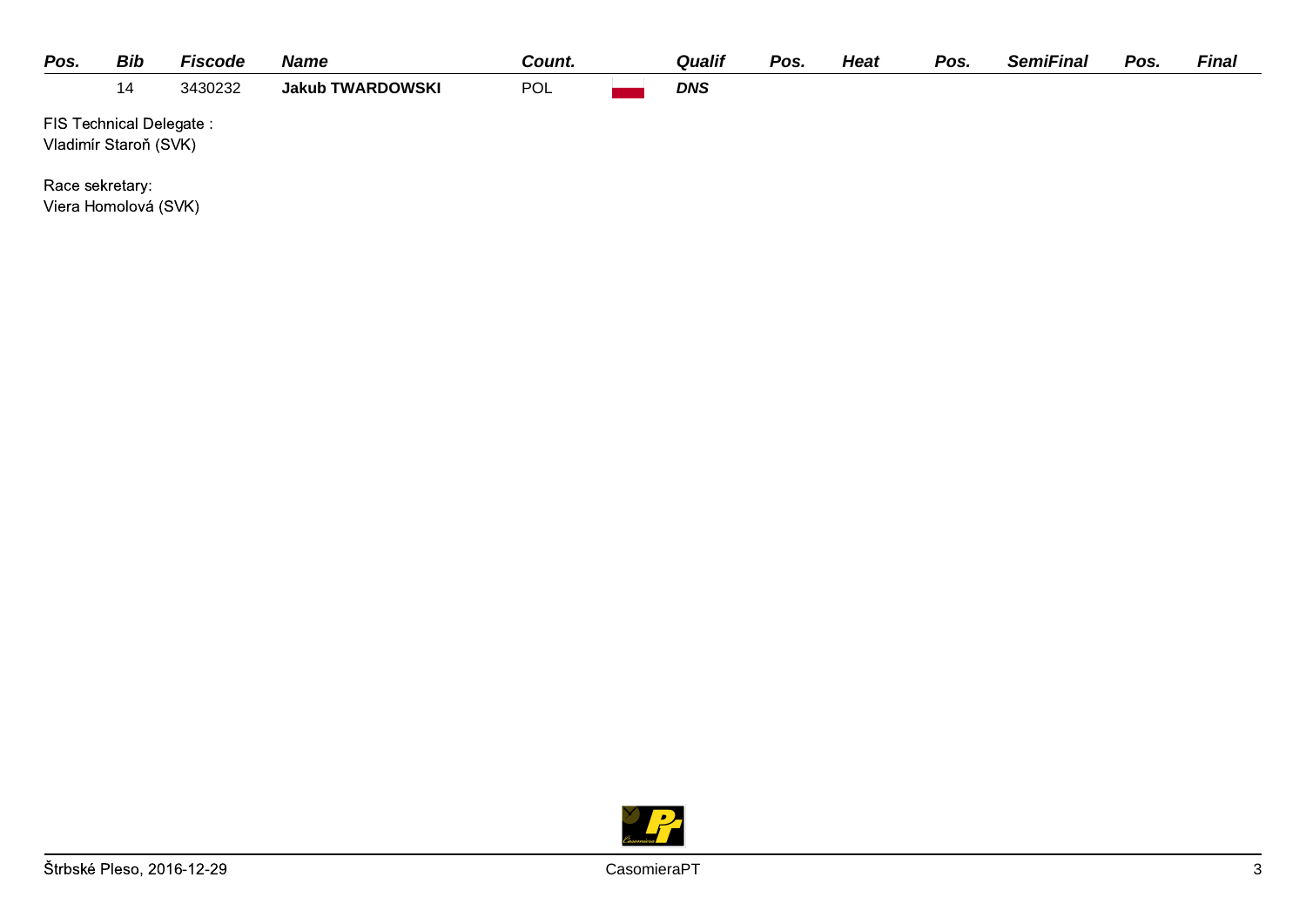| Pos. | Bib | Fiscode | Name | Count. | | Qualif | Pos. | Heat | Pos. | SemiFinal | Pos. | Final |
|---|---|---|---|---|---|---|---|---|---|---|---|---|
| | 14 | 3430232 | **Jakub TWARDOWSKI** | POL | | ***DNS*** | | | | | | |

FIS Technical Delegate :
Vladimír Staroň (SVK)

Race sekretary:
Viera Homolová (SVK)

Štrbské Pleso, 2016-12-29

CasomieraPT